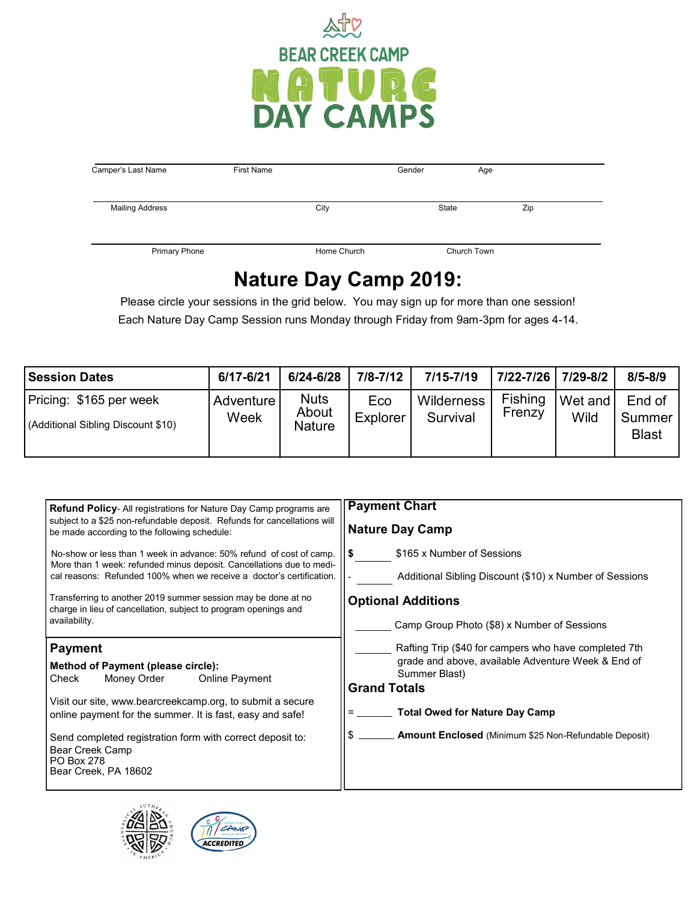# BEAR CREEK CAMP NATURE DAY CAMPS

Camper's Last Name | First Name | Gender | Age

Mailing Address | City | State | Zip

Primary Phone | Home Church | Church Town

## Nature Day Camp 2019:

Please circle your sessions in the grid below. You may sign up for more than one session!

Each Nature Day Camp Session runs Monday through Friday from 9am-3pm for ages 4-14.

| Session Dates | 6/17-6/21 | 6/24-6/28 | 7/8-7/12 | 7/15-7/19 | 7/22-7/26 | 7/29-8/2 | 8/5-8/9 |
|---|---|---|---|---|---|---|---|
| Pricing: $165 per week (Additional Sibling Discount $10) | Adventure Week | Nuts About Nature | Eco Explorer | Wilderness Survival | Fishing Frenzy | Wet and Wild | End of Summer Blast |

**Refund Policy**- All registrations for Nature Day Camp programs are subject to a $25 non-refundable deposit. Refunds for cancellations will be made according to the following schedule:

No-show or less than 1 week in advance: 50% refund of cost of camp. More than 1 week: refunded minus deposit. Cancellations due to medical reasons: Refunded 100% when we receive a doctor's certification.

Transferring to another 2019 summer session may be done at no charge in lieu of cancellation, subject to program openings and availability.

### Payment

**Method of Payment (please circle):**

Check    Money Order    Online Payment

Visit our site, www.bearcreekcamp.org, to submit a secure online payment for the summer. It is fast, easy and safe!

Send completed registration form with correct deposit to:
Bear Creek Camp
PO Box 278
Bear Creek, PA 18602

### Payment Chart

### Nature Day Camp

$ ______ $165 x Number of Sessions

- ______ Additional Sibling Discount ($10) x Number of Sessions

### Optional Additions

______ Camp Group Photo ($8) x Number of Sessions

______ Rafting Trip ($40 for campers who have completed 7th grade and above, available Adventure Week & End of Summer Blast)

### Grand Totals

= ______ **Total Owed for Nature Day Camp**

$ ______ **Amount Enclosed** (Minimum $25 Non-Refundable Deposit)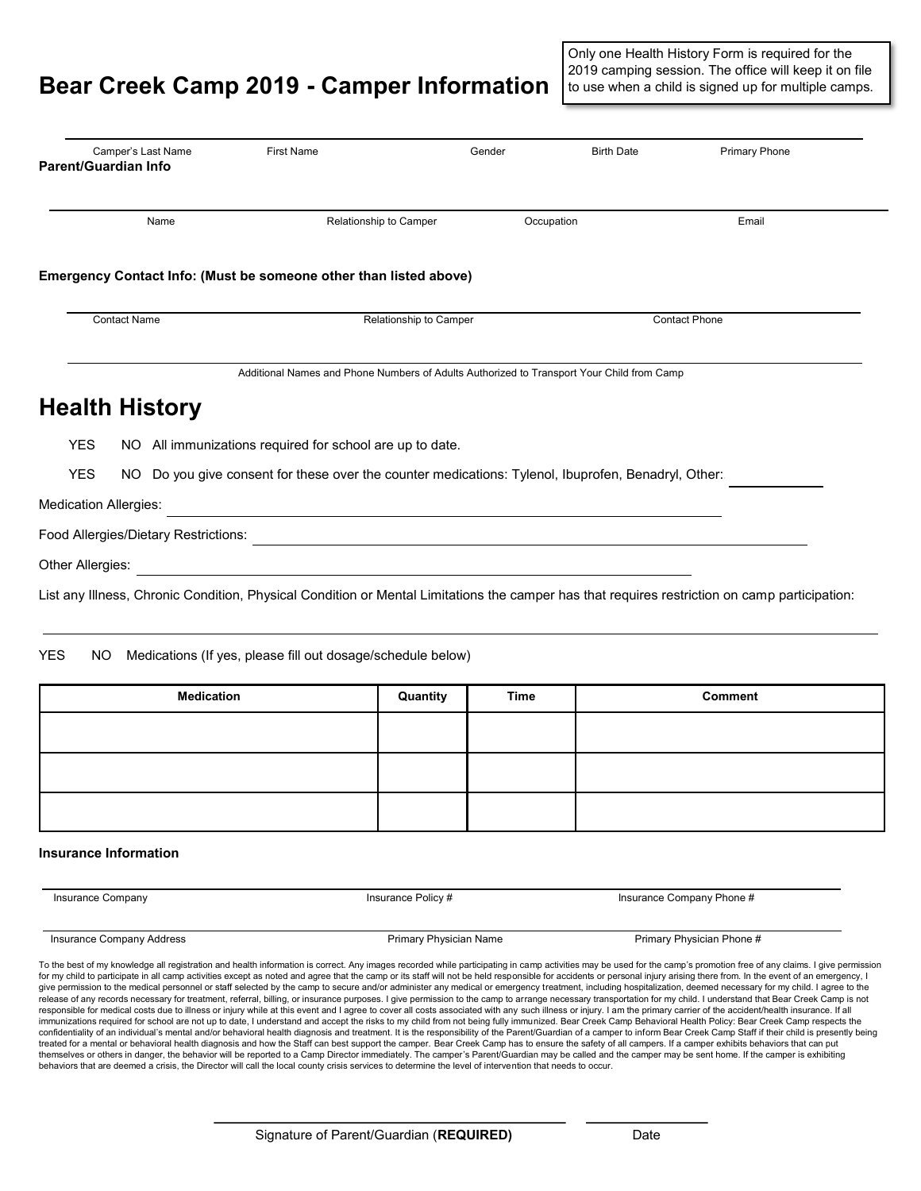# Bear Creek Camp 2019 - Camper Information

Only one Health History Form is required for the 2019 camping session. The office will keep it on file to use when a child is signed up for multiple camps.

Camper's Last Name | First Name | Gender | Birth Date | Primary Phone

**Parent/Guardian Info**

Name | Relationship to Camper | Occupation | Email

**Emergency Contact Info: (Must be someone other than listed above)**

Contact Name | Relationship to Camper | Contact Phone

Additional Names and Phone Numbers of Adults Authorized to Transport Your Child from Camp

# Health History

YES NO All immunizations required for school are up to date.

YES NO Do you give consent for these over the counter medications: Tylenol, Ibuprofen, Benadryl, Other: ____________

Medication Allergies: ____________________________________________

Food Allergies/Dietary Restrictions: ____________________________________________

Other Allergies: ____________________________________________

List any Illness, Chronic Condition, Physical Condition or Mental Limitations the camper has that requires restriction on camp participation:

____________________________________________

YES NO Medications (If yes, please fill out dosage/schedule below)

| Medication | Quantity | Time | Comment |
|---|---|---|---|
| | | | |
| | | | |
| | | | |

**Insurance Information**

Insurance Company | Insurance Policy # | Insurance Company Phone #

Insurance Company Address | Primary Physician Name | Primary Physician Phone #

To the best of my knowledge all registration and health information is correct. Any images recorded while participating in camp activities may be used for the camp's promotion free of any claims. I give permission for my child to participate in all camp activities except as noted and agree that the camp or its staff will not be held responsible for accidents or personal injury arising there from. In the event of an emergency, I give permission to the medical personnel or staff selected by the camp to secure and/or administer any medical or emergency treatment, including hospitalization, deemed necessary for my child. I agree to the release of any records necessary for treatment, referral, billing, or insurance purposes. I give permission to the camp to arrange necessary transportation for my child. I understand that Bear Creek Camp is not responsible for medical costs due to illness or injury while at this event and I agree to cover all costs associated with any such illness or injury. I am the primary carrier of the accident/health insurance. If all immunizations required for school are not up to date, I understand and accept the risks to my child from not being fully immunized. Bear Creek Camp Behavioral Health Policy: Bear Creek Camp respects the confidentiality of an individual's mental and/or behavioral health diagnosis and treatment. It is the responsibility of the Parent/Guardian of a camper to inform Bear Creek Camp Staff if their child is presently being treated for a mental or behavioral health diagnosis and how the Staff can best support the camper. Bear Creek Camp has to ensure the safety of all campers. If a camper exhibits behaviors that can put themselves or others in danger, the behavior will be reported to a Camp Director immediately. The camper's Parent/Guardian may be called and the camper may be sent home. If the camper is exhibiting behaviors that are deemed a crisis, the Director will call the local county crisis services to determine the level of intervention that needs to occur.

Signature of Parent/Guardian (**REQUIRED**) ____________________ Date ____________